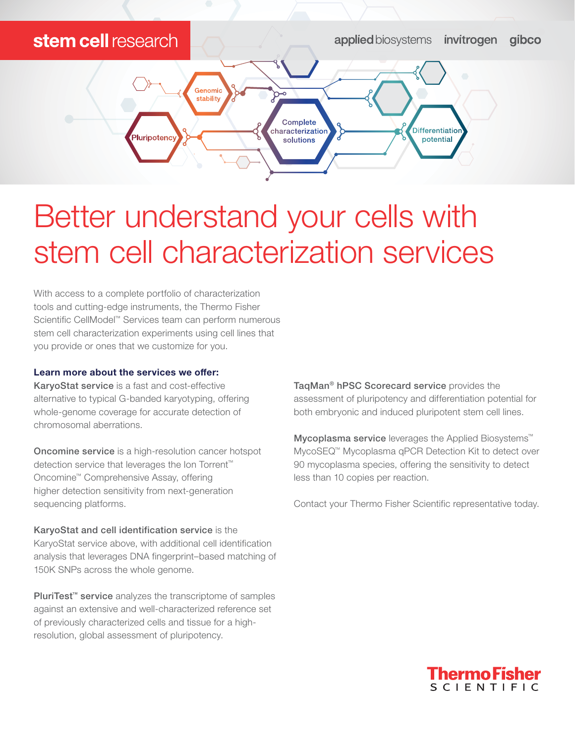stem cell research

applied biosystems invitrogen gibco

Genomic stability

Pluripotency

Complete characterization solutions

Differentiation potential

# Better understand your cells with stem cell characterization services

With access to a complete portfolio of characterization tools and cutting-edge instruments, the Thermo Fisher Scientific CellModel™ Services team can perform numerous stem cell characterization experiments using cell lines that you provide or ones that we customize for you.

### Learn more about the services we offer:

**KaryoStat service** is a fast and cost-effective alternative to typical G-banded karyotyping, offering whole-genome coverage for accurate detection of chromosomal aberrations.

**Oncomine service** is a high-resolution cancer hotspot detection service that leverages the Ion Torrent™ Oncomine™ Comprehensive Assay, offering higher detection sensitivity from next-generation sequencing platforms.

**KaryoStat and cell identification service** is the KaryoStat service above, with additional cell identification analysis that leverages DNA fingerprint–based matching of 150K SNPs across the whole genome.

**PluriTest™ service** analyzes the transcriptome of samples against an extensive and well-characterized reference set of previously characterized cells and tissue for a high-resolution, global assessment of pluripotency.

**TaqMan® hPSC Scorecard service** provides the assessment of pluripotency and differentiation potential for both embryonic and induced pluripotent stem cell lines.

**Mycoplasma service** leverages the Applied Biosystems™ MycoSEQ™ Mycoplasma qPCR Detection Kit to detect over 90 mycoplasma species, offering the sensitivity to detect less than 10 copies per reaction.

Contact your Thermo Fisher Scientific representative today.

ThermoFisher SCIENTIFIC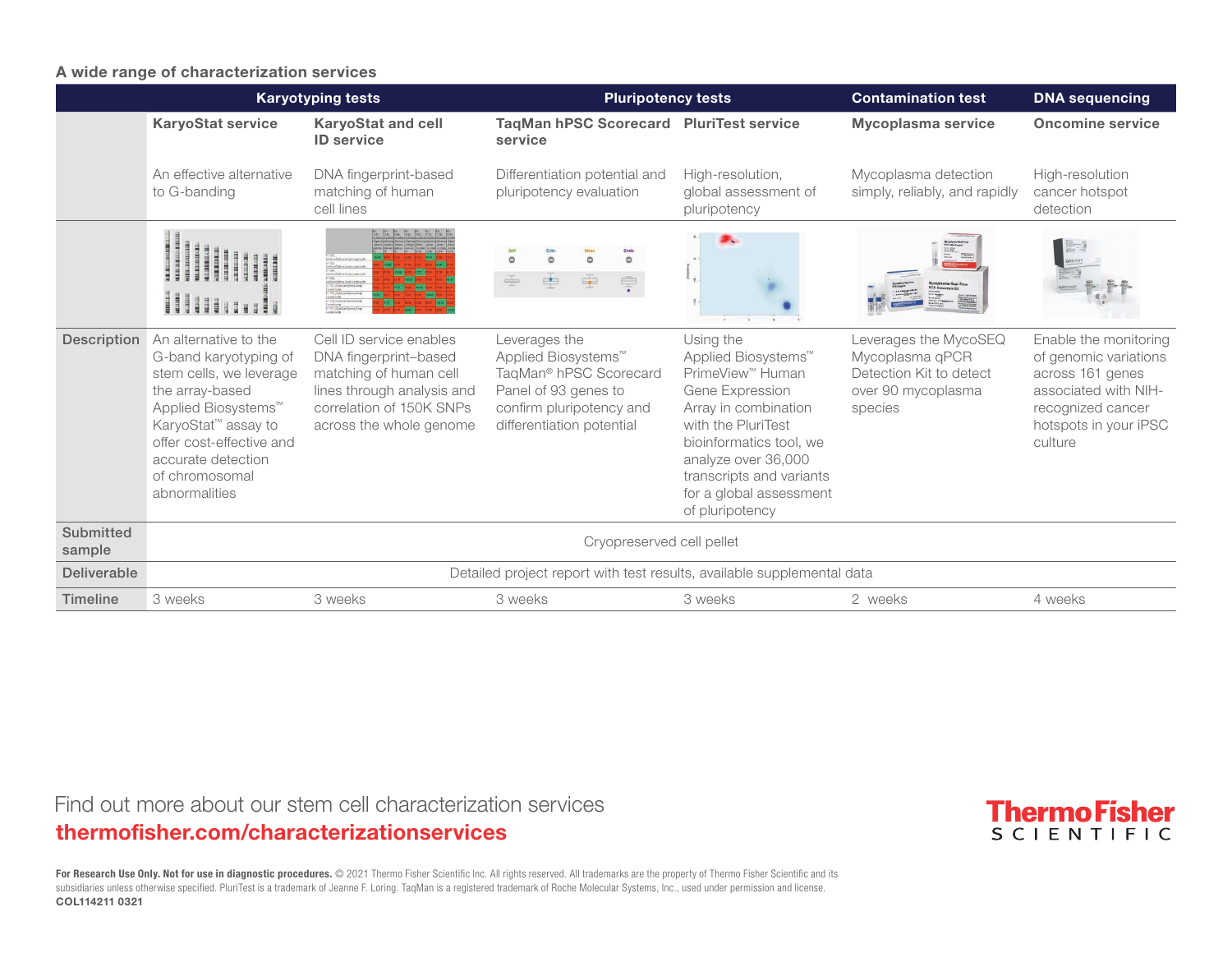### A wide range of characterization services

| | Karyotyping tests | | Pluripotency tests | | Contamination test | DNA sequencing |
|---|---|---|---|---|---|---|
| | **KaryoStat service** | **KaryoStat and cell ID service** | **TaqMan hPSC Scorecard service** | **PluriTest service** | **Mycoplasma service** | **Oncomine service** |
| | An effective alternative to G-banding | DNA fingerprint-based matching of human cell lines | Differentiation potential and pluripotency evaluation | High-resolution, global assessment of pluripotency | Mycoplasma detection simply, reliably, and rapidly | High-resolution cancer hotspot detection |
| **Description** | An alternative to the G-band karyotyping of stem cells, we leverage the array-based Applied Biosystems™ KaryoStat™ assay to offer cost-effective and accurate detection of chromosomal abnormalities | Cell ID service enables DNA fingerprint–based matching of human cell lines through analysis and correlation of 150K SNPs across the whole genome | Leverages the Applied Biosystems™ TaqMan® hPSC Scorecard Panel of 93 genes to confirm pluripotency and differentiation potential | Using the Applied Biosystems™ PrimeView™ Human Gene Expression Array in combination with the PluriTest bioinformatics tool, we analyze over 36,000 transcripts and variants for a global assessment of pluripotency | Leverages the MycoSEQ Mycoplasma qPCR Detection Kit to detect over 90 mycoplasma species | Enable the monitoring of genomic variations across 161 genes associated with NIH-recognized cancer hotspots in your iPSC culture |
| **Submitted sample** | Cryopreserved cell pellet | | | | | |
| **Deliverable** | Detailed project report with test results, available supplemental data | | | | | |
| **Timeline** | 3 weeks | 3 weeks | 3 weeks | 3 weeks | 2 weeks | 4 weeks |

Find out more about our stem cell characterization services
**thermofisher.com/characterizationservices**

**ThermoFisher SCIENTIFIC**

**For Research Use Only. Not for use in diagnostic procedures.** © 2021 Thermo Fisher Scientific Inc. All rights reserved. All trademarks are the property of Thermo Fisher Scientific and its subsidiaries unless otherwise specified. PluriTest is a trademark of Jeanne F. Loring. TaqMan is a registered trademark of Roche Molecular Systems, Inc., used under permission and license.
**COL114211 0321**